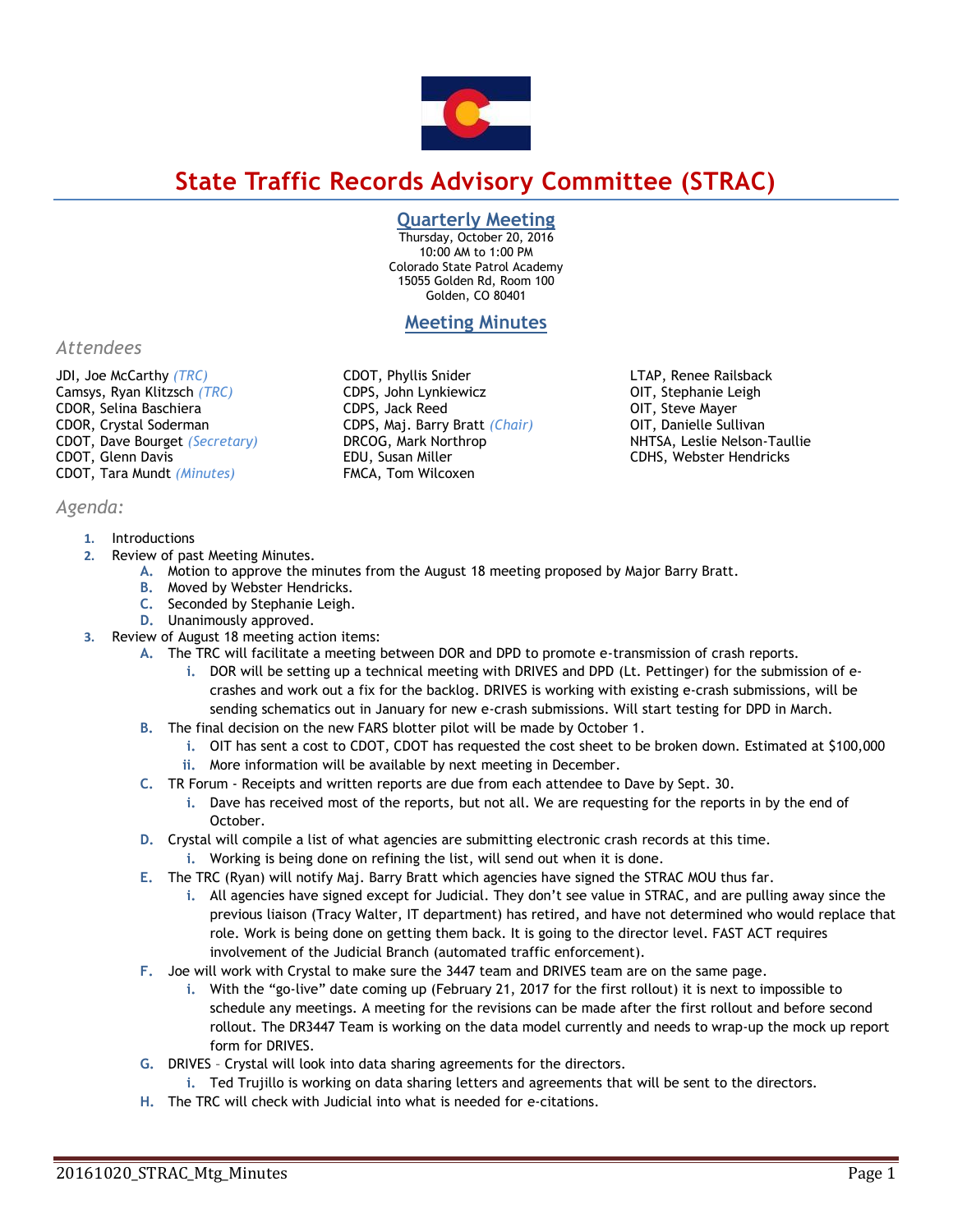# State Traffic Records Advisory Committee (STRAC)

## Quarterly Meeting

Thursday, October 20, 2016
10:00 AM to 1:00 PM
Colorado State Patrol Academy
15055 Golden Rd, Room 100
Golden, CO 80401

## Meeting Minutes

### Attendees

JDI, Joe McCarthy *(TRC)*
Camsys, Ryan Klitzsch *(TRC)*
CDOR, Selina Baschiera
CDOR, Crystal Soderman
CDOT, Dave Bourget *(Secretary)*
CDOT, Glenn Davis
CDOT, Tara Mundt *(Minutes)*
CDOT, Phyllis Snider
CDPS, John Lynkiewicz
CDPS, Jack Reed
CDPS, Maj. Barry Bratt *(Chair)*
DRCOG, Mark Northrop
EDU, Susan Miller
FMCA, Tom Wilcoxen
LTAP, Renee Railsback
OIT, Stephanie Leigh
OIT, Steve Mayer
OIT, Danielle Sullivan
NHTSA, Leslie Nelson-Taullie
CDHS, Webster Hendricks

### Agenda:

1. Introductions
2. Review of past Meeting Minutes.
   - A. Motion to approve the minutes from the August 18 meeting proposed by Major Barry Bratt.
   - B. Moved by Webster Hendricks.
   - C. Seconded by Stephanie Leigh.
   - D. Unanimously approved.
3. Review of August 18 meeting action items:
   - A. The TRC will facilitate a meeting between DOR and DPD to promote e-transmission of crash reports.
     - i. DOR will be setting up a technical meeting with DRIVES and DPD (Lt. Pettinger) for the submission of e-crashes and work out a fix for the backlog. DRIVES is working with existing e-crash submissions, will be sending schematics out in January for new e-crash submissions. Will start testing for DPD in March.
   - B. The final decision on the new FARS blotter pilot will be made by October 1.
     - i. OIT has sent a cost to CDOT, CDOT has requested the cost sheet to be broken down. Estimated at $100,000
     - ii. More information will be available by next meeting in December.
   - C. TR Forum - Receipts and written reports are due from each attendee to Dave by Sept. 30.
     - i. Dave has received most of the reports, but not all. We are requesting for the reports in by the end of October.
   - D. Crystal will compile a list of what agencies are submitting electronic crash records at this time.
     - i. Working is being done on refining the list, will send out when it is done.
   - E. The TRC (Ryan) will notify Maj. Barry Bratt which agencies have signed the STRAC MOU thus far.
     - i. All agencies have signed except for Judicial. They don't see value in STRAC, and are pulling away since the previous liaison (Tracy Walter, IT department) has retired, and have not determined who would replace that role. Work is being done on getting them back. It is going to the director level. FAST ACT requires involvement of the Judicial Branch (automated traffic enforcement).
   - F. Joe will work with Crystal to make sure the 3447 team and DRIVES team are on the same page.
     - i. With the "go-live" date coming up (February 21, 2017 for the first rollout) it is next to impossible to schedule any meetings. A meeting for the revisions can be made after the first rollout and before second rollout. The DR3447 Team is working on the data model currently and needs to wrap-up the mock up report form for DRIVES.
   - G. DRIVES – Crystal will look into data sharing agreements for the directors.
     - i. Ted Trujillo is working on data sharing letters and agreements that will be sent to the directors.
   - H. The TRC will check with Judicial into what is needed for e-citations.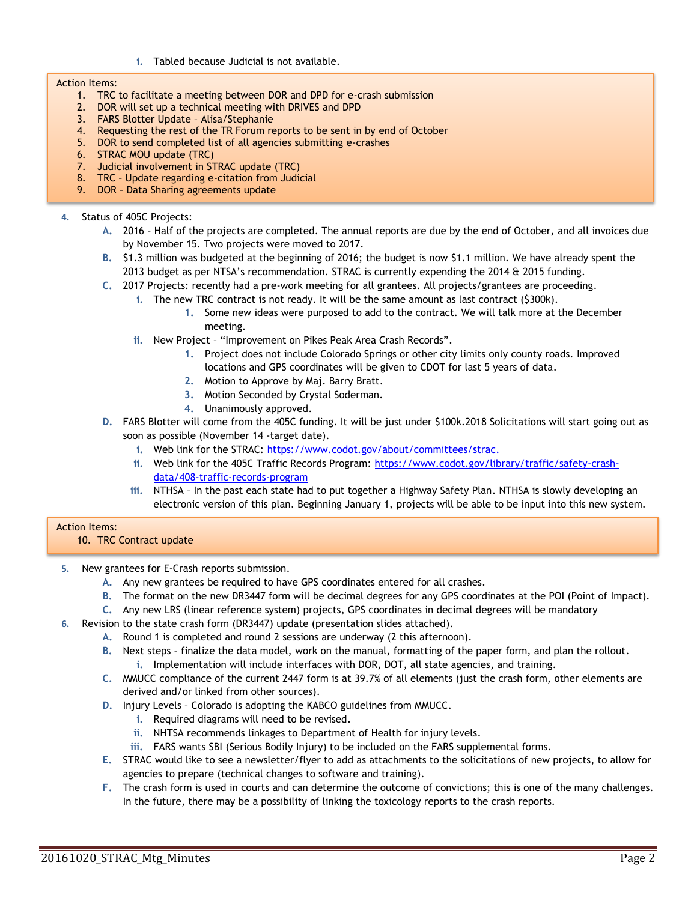i. Tabled because Judicial is not available.

Action Items:
1. TRC to facilitate a meeting between DOR and DPD for e-crash submission
2. DOR will set up a technical meeting with DRIVES and DPD
3. FARS Blotter Update – Alisa/Stephanie
4. Requesting the rest of the TR Forum reports to be sent in by end of October
5. DOR to send completed list of all agencies submitting e-crashes
6. STRAC MOU update (TRC)
7. Judicial involvement in STRAC update (TRC)
8. TRC – Update regarding e-citation from Judicial
9. DOR – Data Sharing agreements update

4. Status of 405C Projects:
   - A. 2016 – Half of the projects are completed. The annual reports are due by the end of October, and all invoices due by November 15. Two projects were moved to 2017.
   - B. $1.3 million was budgeted at the beginning of 2016; the budget is now $1.1 million. We have already spent the 2013 budget as per NTSA's recommendation. STRAC is currently expending the 2014 & 2015 funding.
   - C. 2017 Projects: recently had a pre-work meeting for all grantees. All projects/grantees are proceeding.
     - i. The new TRC contract is not ready. It will be the same amount as last contract ($300k).
       1. Some new ideas were purposed to add to the contract. We will talk more at the December meeting.
     - ii. New Project – "Improvement on Pikes Peak Area Crash Records".
       1. Project does not include Colorado Springs or other city limits only county roads. Improved locations and GPS coordinates will be given to CDOT for last 5 years of data.
       2. Motion to Approve by Maj. Barry Bratt.
       3. Motion Seconded by Crystal Soderman.
       4. Unanimously approved.
   - D. FARS Blotter will come from the 405C funding. It will be just under $100k.2018 Solicitations will start going out as soon as possible (November 14 -target date).
     - i. Web link for the STRAC: https://www.codot.gov/about/committees/strac.
     - ii. Web link for the 405C Traffic Records Program: https://www.codot.gov/library/traffic/safety-crash-data/408-traffic-records-program
     - iii. NTHSA – In the past each state had to put together a Highway Safety Plan. NTHSA is slowly developing an electronic version of this plan. Beginning January 1, projects will be able to be input into this new system.

Action Items:
10. TRC Contract update

5. New grantees for E-Crash reports submission.
   - A. Any new grantees be required to have GPS coordinates entered for all crashes.
   - B. The format on the new DR3447 form will be decimal degrees for any GPS coordinates at the POI (Point of Impact).
   - C. Any new LRS (linear reference system) projects, GPS coordinates in decimal degrees will be mandatory
6. Revision to the state crash form (DR3447) update (presentation slides attached).
   - A. Round 1 is completed and round 2 sessions are underway (2 this afternoon).
   - B. Next steps – finalize the data model, work on the manual, formatting of the paper form, and plan the rollout.
     - i. Implementation will include interfaces with DOR, DOT, all state agencies, and training.
   - C. MMUCC compliance of the current 2447 form is at 39.7% of all elements (just the crash form, other elements are derived and/or linked from other sources).
   - D. Injury Levels – Colorado is adopting the KABCO guidelines from MMUCC.
     - i. Required diagrams will need to be revised.
     - ii. NHTSA recommends linkages to Department of Health for injury levels.
     - iii. FARS wants SBI (Serious Bodily Injury) to be included on the FARS supplemental forms.
   - E. STRAC would like to see a newsletter/flyer to add as attachments to the solicitations of new projects, to allow for agencies to prepare (technical changes to software and training).
   - F. The crash form is used in courts and can determine the outcome of convictions; this is one of the many challenges. In the future, there may be a possibility of linking the toxicology reports to the crash reports.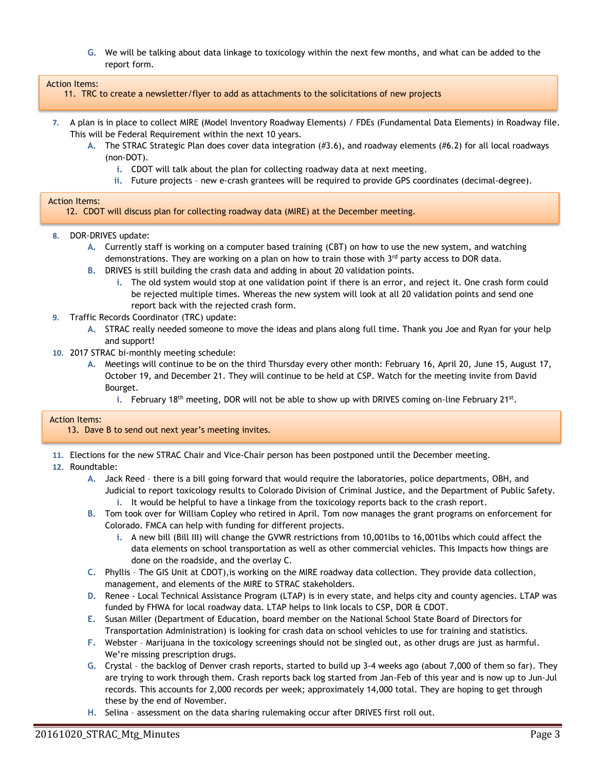G. We will be talking about data linkage to toxicology within the next few months, and what can be added to the report form.

Action Items:
11. TRC to create a newsletter/flyer to add as attachments to the solicitations of new projects

7. A plan is in place to collect MIRE (Model Inventory Roadway Elements) / FDEs (Fundamental Data Elements) in Roadway file. This will be Federal Requirement within the next 10 years.
   A. The STRAC Strategic Plan does cover data integration (#3.6), and roadway elements (#6.2) for all local roadways (non-DOT).
      i. CDOT will talk about the plan for collecting roadway data at next meeting.
      ii. Future projects – new e-crash grantees will be required to provide GPS coordinates (decimal-degree).

Action Items:
12. CDOT will discuss plan for collecting roadway data (MIRE) at the December meeting.

8. DOR-DRIVES update:
   A. Currently staff is working on a computer based training (CBT) on how to use the new system, and watching demonstrations. They are working on a plan on how to train those with 3rd party access to DOR data.
   B. DRIVES is still building the crash data and adding in about 20 validation points.
      i. The old system would stop at one validation point if there is an error, and reject it. One crash form could be rejected multiple times. Whereas the new system will look at all 20 validation points and send one report back with the rejected crash form.
9. Traffic Records Coordinator (TRC) update:
   A. STRAC really needed someone to move the ideas and plans along full time. Thank you Joe and Ryan for your help and support!
10. 2017 STRAC bi-monthly meeting schedule:
    A. Meetings will continue to be on the third Thursday every other month: February 16, April 20, June 15, August 17, October 19, and December 21. They will continue to be held at CSP. Watch for the meeting invite from David Bourget.
       i. February 18th meeting, DOR will not be able to show up with DRIVES coming on-line February 21st.

Action Items:
13. Dave B to send out next year's meeting invites.

11. Elections for the new STRAC Chair and Vice-Chair person has been postponed until the December meeting.
12. Roundtable:
    A. Jack Reed – there is a bill going forward that would require the laboratories, police departments, OBH, and Judicial to report toxicology results to Colorado Division of Criminal Justice, and the Department of Public Safety.
       i. It would be helpful to have a linkage from the toxicology reports back to the crash report.
    B. Tom took over for William Copley who retired in April. Tom now manages the grant programs on enforcement for Colorado. FMCA can help with funding for different projects.
       i. A new bill (Bill III) will change the GVWR restrictions from 10,001lbs to 16,001lbs which could affect the data elements on school transportation as well as other commercial vehicles. This Impacts how things are done on the roadside, and the overlay C.
    C. Phyllis – The GIS Unit at CDOT),is working on the MIRE roadway data collection. They provide data collection, management, and elements of the MIRE to STRAC stakeholders.
    D. Renee - Local Technical Assistance Program (LTAP) is in every state, and helps city and county agencies. LTAP was funded by FHWA for local roadway data. LTAP helps to link locals to CSP, DOR & CDOT.
    E. Susan Miller (Department of Education, board member on the National School State Board of Directors for Transportation Administration) is looking for crash data on school vehicles to use for training and statistics.
    F. Webster – Marijuana in the toxicology screenings should not be singled out, as other drugs are just as harmful. We're missing prescription drugs.
    G. Crystal – the backlog of Denver crash reports, started to build up 3-4 weeks ago (about 7,000 of them so far). They are trying to work through them. Crash reports back log started from Jan-Feb of this year and is now up to Jun-Jul records. This accounts for 2,000 records per week; approximately 14,000 total. They are hoping to get through these by the end of November.
    H. Selina – assessment on the data sharing rulemaking occur after DRIVES first roll out.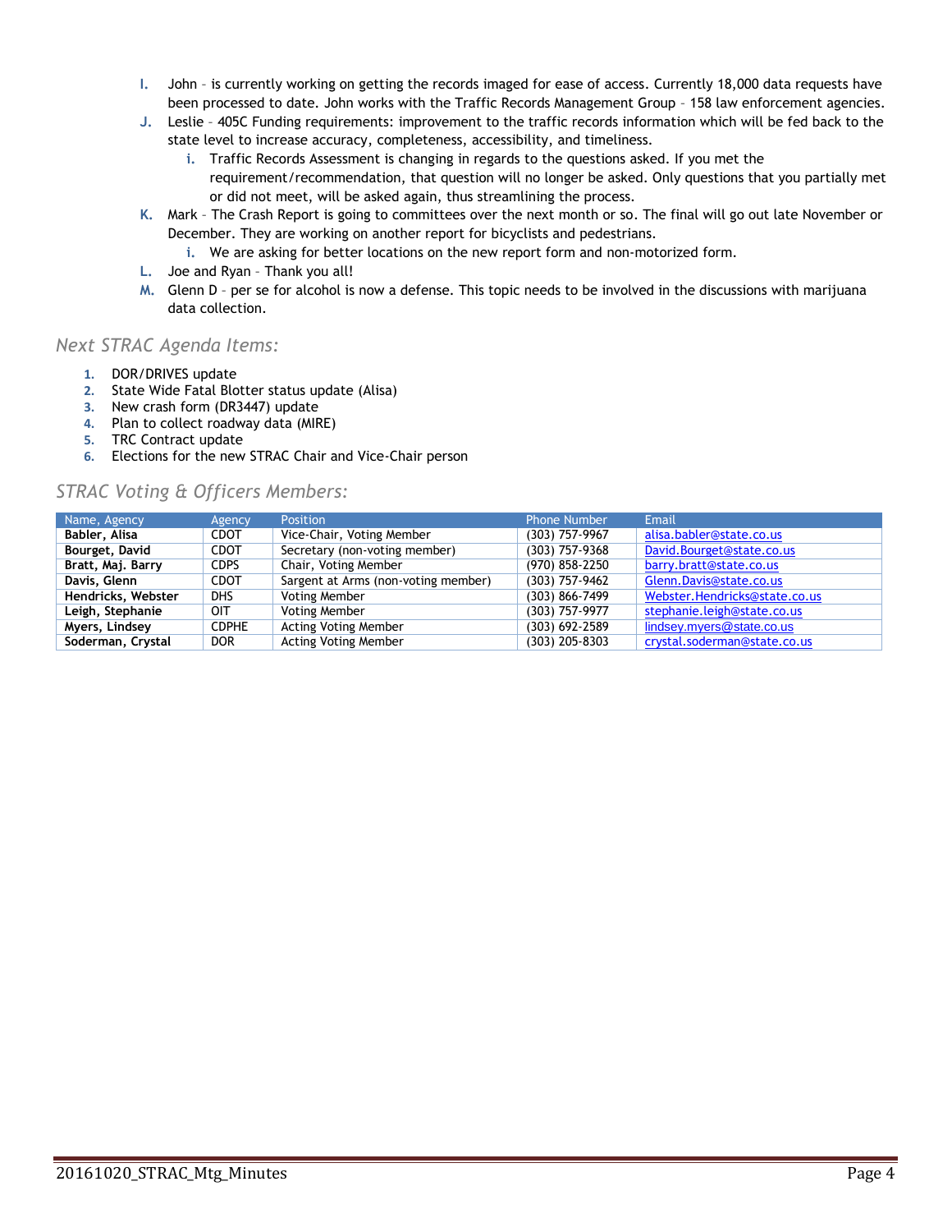I. John – is currently working on getting the records imaged for ease of access. Currently 18,000 data requests have been processed to date. John works with the Traffic Records Management Group – 158 law enforcement agencies.
J. Leslie – 405C Funding requirements: improvement to the traffic records information which will be fed back to the state level to increase accuracy, completeness, accessibility, and timeliness.
   i. Traffic Records Assessment is changing in regards to the questions asked. If you met the requirement/recommendation, that question will no longer be asked. Only questions that you partially met or did not meet, will be asked again, thus streamlining the process.
K. Mark – The Crash Report is going to committees over the next month or so. The final will go out late November or December. They are working on another report for bicyclists and pedestrians.
   i. We are asking for better locations on the new report form and non-motorized form.
L. Joe and Ryan – Thank you all!
M. Glenn D – per se for alcohol is now a defense. This topic needs to be involved in the discussions with marijuana data collection.

## *Next STRAC Agenda Items:*

1. DOR/DRIVES update
2. State Wide Fatal Blotter status update (Alisa)
3. New crash form (DR3447) update
4. Plan to collect roadway data (MIRE)
5. TRC Contract update
6. Elections for the new STRAC Chair and Vice-Chair person

## *STRAC Voting & Officers Members:*

| Name, Agency | Agency | Position | Phone Number | Email |
|---|---|---|---|---|
| **Babler, Alisa** | CDOT | Vice-Chair, Voting Member | (303) 757-9967 | alisa.babler@state.co.us |
| **Bourget, David** | CDOT | Secretary (non-voting member) | (303) 757-9368 | David.Bourget@state.co.us |
| **Bratt, Maj. Barry** | CDPS | Chair, Voting Member | (970) 858-2250 | barry.bratt@state.co.us |
| **Davis, Glenn** | CDOT | Sargent at Arms (non-voting member) | (303) 757-9462 | Glenn.Davis@state.co.us |
| **Hendricks, Webster** | DHS | Voting Member | (303) 866-7499 | Webster.Hendricks@state.co.us |
| **Leigh, Stephanie** | OIT | Voting Member | (303) 757-9977 | stephanie.leigh@state.co.us |
| **Myers, Lindsey** | CDPHE | Acting Voting Member | (303) 692-2589 | lindsey.myers@state.co.us |
| **Soderman, Crystal** | DOR | Acting Voting Member | (303) 205-8303 | crystal.soderman@state.co.us |